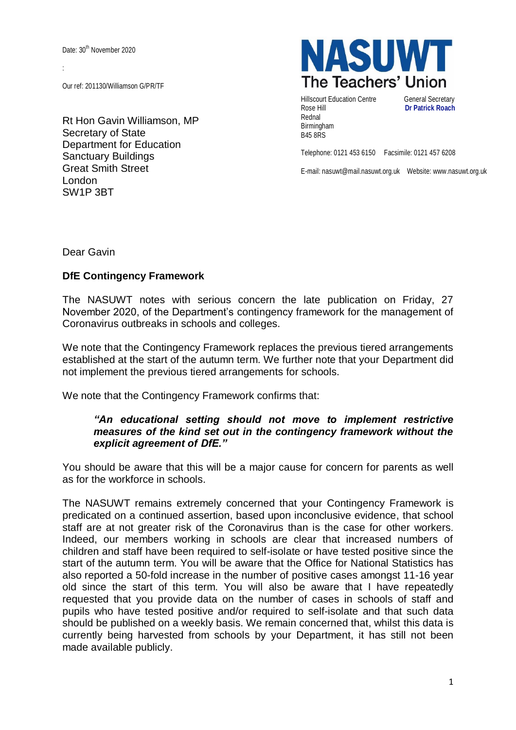Date: 30th November 2020

:

Our ref: 201130/Williamson G/PR/TF

**NASUWT**
**The Teachers' Union**

Hillscourt Education Centre
Rose Hill
Rednal
Birmingham
B45 8RS

General Secretary
**Dr Patrick Roach**

Telephone: 0121 453 6150 Facsimile: 0121 457 6208

E-mail: nasuwt@mail.nasuwt.org.uk Website: www.nasuwt.org.uk

Rt Hon Gavin Williamson, MP
Secretary of State
Department for Education
Sanctuary Buildings
Great Smith Street
London
SW1P 3BT

Dear Gavin

**DfE Contingency Framework**

The NASUWT notes with serious concern the late publication on Friday, 27 November 2020, of the Department's contingency framework for the management of Coronavirus outbreaks in schools and colleges.

We note that the Contingency Framework replaces the previous tiered arrangements established at the start of the autumn term. We further note that your Department did not implement the previous tiered arrangements for schools.

We note that the Contingency Framework confirms that:

> ***"An educational setting should not move to implement restrictive measures of the kind set out in the contingency framework without the explicit agreement of DfE."***

You should be aware that this will be a major cause for concern for parents as well as for the workforce in schools.

The NASUWT remains extremely concerned that your Contingency Framework is predicated on a continued assertion, based upon inconclusive evidence, that school staff are at not greater risk of the Coronavirus than is the case for other workers. Indeed, our members working in schools are clear that increased numbers of children and staff have been required to self-isolate or have tested positive since the start of the autumn term. You will be aware that the Office for National Statistics has also reported a 50-fold increase in the number of positive cases amongst 11-16 year old since the start of this term. You will also be aware that I have repeatedly requested that you provide data on the number of cases in schools of staff and pupils who have tested positive and/or required to self-isolate and that such data should be published on a weekly basis. We remain concerned that, whilst this data is currently being harvested from schools by your Department, it has still not been made available publicly.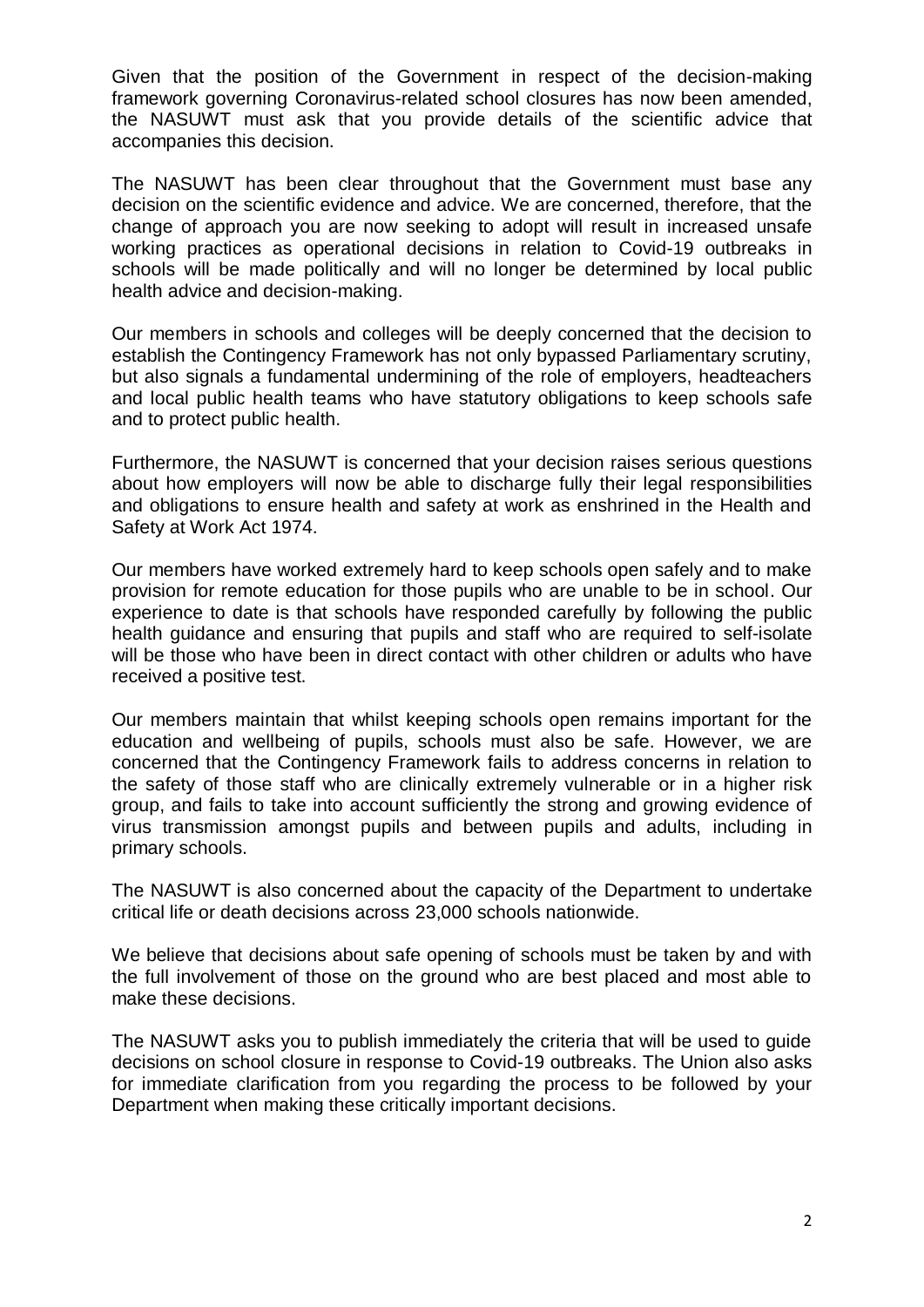Given that the position of the Government in respect of the decision-making framework governing Coronavirus-related school closures has now been amended, the NASUWT must ask that you provide details of the scientific advice that accompanies this decision.

The NASUWT has been clear throughout that the Government must base any decision on the scientific evidence and advice. We are concerned, therefore, that the change of approach you are now seeking to adopt will result in increased unsafe working practices as operational decisions in relation to Covid-19 outbreaks in schools will be made politically and will no longer be determined by local public health advice and decision-making.

Our members in schools and colleges will be deeply concerned that the decision to establish the Contingency Framework has not only bypassed Parliamentary scrutiny, but also signals a fundamental undermining of the role of employers, headteachers and local public health teams who have statutory obligations to keep schools safe and to protect public health.

Furthermore, the NASUWT is concerned that your decision raises serious questions about how employers will now be able to discharge fully their legal responsibilities and obligations to ensure health and safety at work as enshrined in the Health and Safety at Work Act 1974.

Our members have worked extremely hard to keep schools open safely and to make provision for remote education for those pupils who are unable to be in school. Our experience to date is that schools have responded carefully by following the public health guidance and ensuring that pupils and staff who are required to self-isolate will be those who have been in direct contact with other children or adults who have received a positive test.

Our members maintain that whilst keeping schools open remains important for the education and wellbeing of pupils, schools must also be safe. However, we are concerned that the Contingency Framework fails to address concerns in relation to the safety of those staff who are clinically extremely vulnerable or in a higher risk group, and fails to take into account sufficiently the strong and growing evidence of virus transmission amongst pupils and between pupils and adults, including in primary schools.

The NASUWT is also concerned about the capacity of the Department to undertake critical life or death decisions across 23,000 schools nationwide.

We believe that decisions about safe opening of schools must be taken by and with the full involvement of those on the ground who are best placed and most able to make these decisions.

The NASUWT asks you to publish immediately the criteria that will be used to guide decisions on school closure in response to Covid-19 outbreaks. The Union also asks for immediate clarification from you regarding the process to be followed by your Department when making these critically important decisions.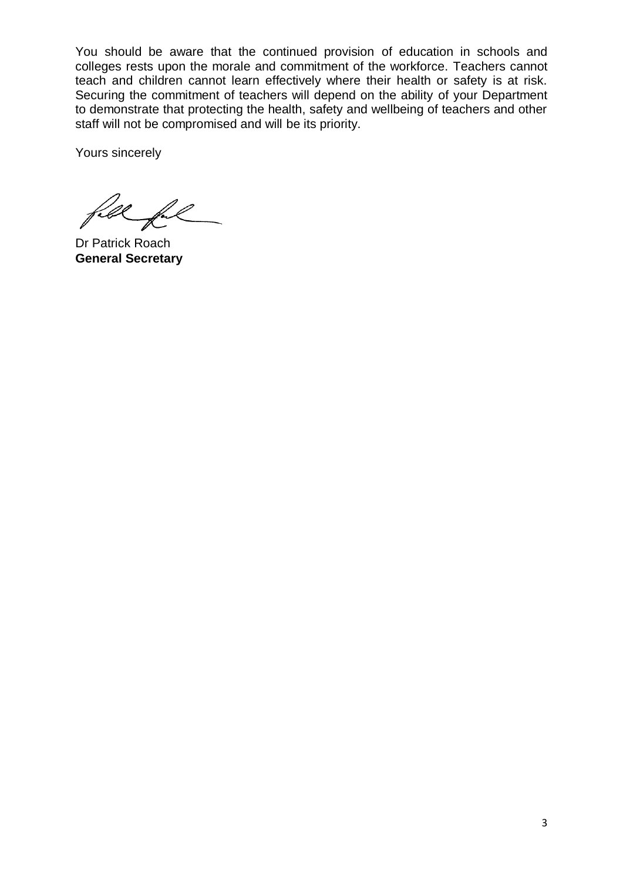You should be aware that the continued provision of education in schools and colleges rests upon the morale and commitment of the workforce. Teachers cannot teach and children cannot learn effectively where their health or safety is at risk. Securing the commitment of teachers will depend on the ability of your Department to demonstrate that protecting the health, safety and wellbeing of teachers and other staff will not be compromised and will be its priority.

Yours sincerely

Dr Patrick Roach
**General Secretary**